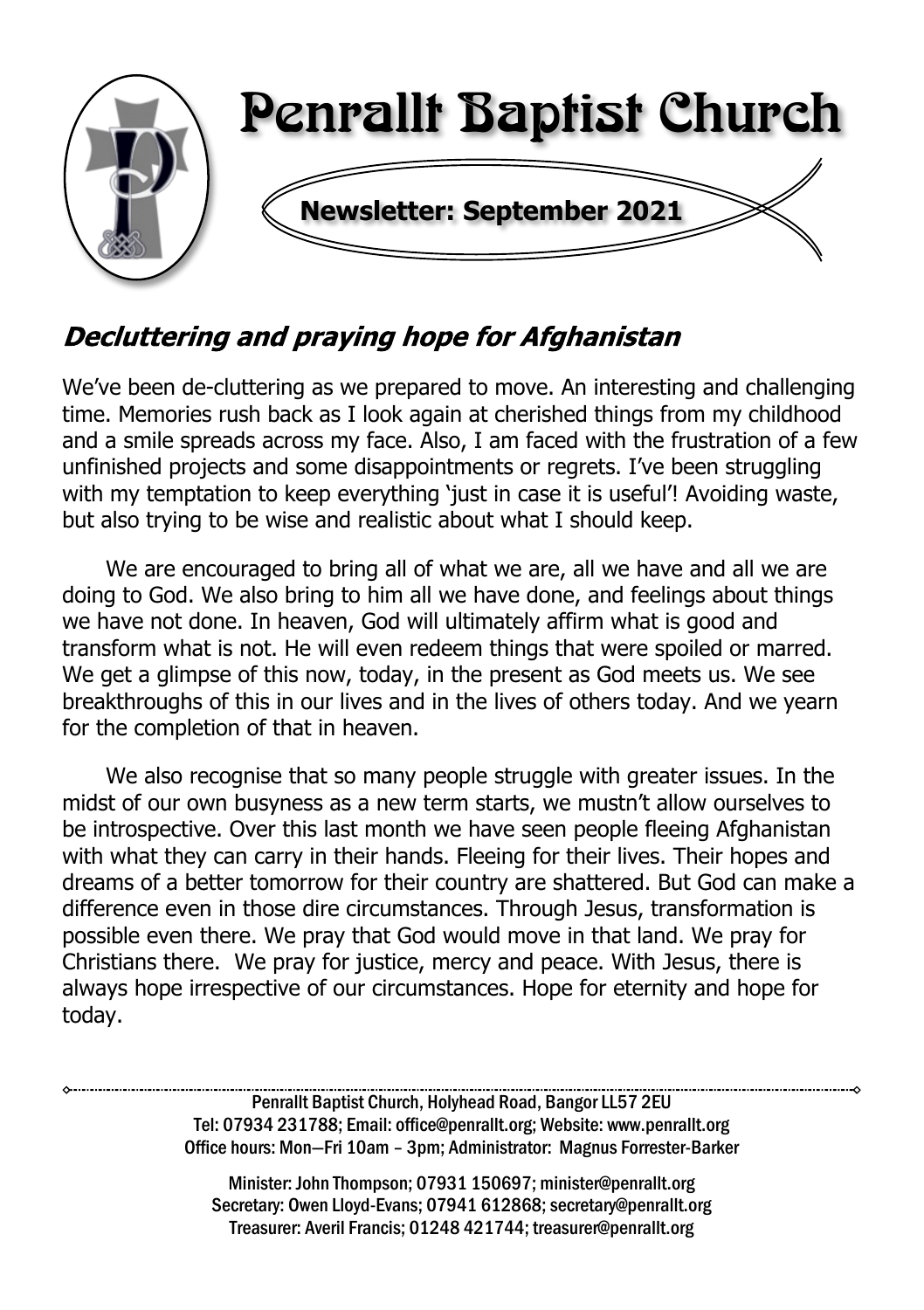# Penrallt Baptist Church

**Newsletter: September 2021**

## *Decluttering and praying hope for Afghanistan*

We've been de-cluttering as we prepared to move. An interesting and challenging time. Memories rush back as I look again at cherished things from my childhood and a smile spreads across my face. Also, I am faced with the frustration of a few unfinished projects and some disappointments or regrets. I've been struggling with my temptation to keep everything 'just in case it is useful'! Avoiding waste, but also trying to be wise and realistic about what I should keep.

We are encouraged to bring all of what we are, all we have and all we are doing to God. We also bring to him all we have done, and feelings about things we have not done. In heaven, God will ultimately affirm what is good and transform what is not. He will even redeem things that were spoiled or marred. We get a glimpse of this now, today, in the present as God meets us. We see breakthroughs of this in our lives and in the lives of others today. And we yearn for the completion of that in heaven.

We also recognise that so many people struggle with greater issues. In the midst of our own busyness as a new term starts, we mustn't allow ourselves to be introspective. Over this last month we have seen people fleeing Afghanistan with what they can carry in their hands. Fleeing for their lives. Their hopes and dreams of a better tomorrow for their country are shattered. But God can make a difference even in those dire circumstances. Through Jesus, transformation is possible even there. We pray that God would move in that land. We pray for Christians there. We pray for justice, mercy and peace. With Jesus, there is always hope irrespective of our circumstances. Hope for eternity and hope for today.

---

Penrallt Baptist Church, Holyhead Road, Bangor LL57 2EU
Tel: 07934 231788; Email: office@penrallt.org; Website: www.penrallt.org
Office hours: Mon—Fri 10am – 3pm; Administrator: Magnus Forrester-Barker

Minister: John Thompson; 07931 150697; minister@penrallt.org
Secretary: Owen Lloyd-Evans; 07941 612868; secretary@penrallt.org
Treasurer: Averil Francis; 01248 421744; treasurer@penrallt.org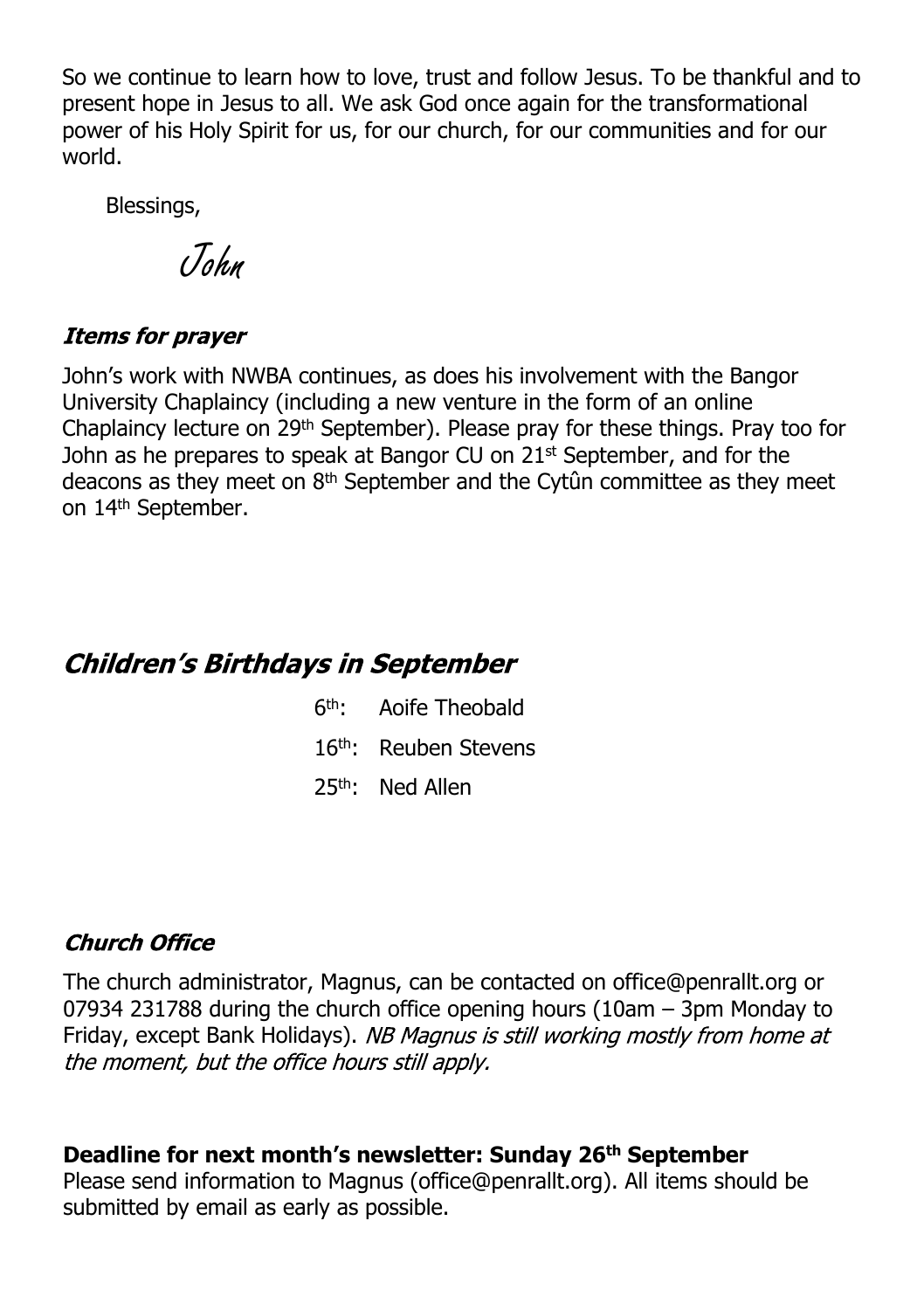So we continue to learn how to love, trust and follow Jesus. To be thankful and to present hope in Jesus to all. We ask God once again for the transformational power of his Holy Spirit for us, for our church, for our communities and for our world.

Blessings,

John

### *Items for prayer*

John's work with NWBA continues, as does his involvement with the Bangor University Chaplaincy (including a new venture in the form of an online Chaplaincy lecture on 29th September). Please pray for these things. Pray too for John as he prepares to speak at Bangor CU on 21st September, and for the deacons as they meet on 8th September and the Cytûn committee as they meet on 14th September.

## *Children's Birthdays in September*

6th: Aoife Theobald

16th: Reuben Stevens

25th: Ned Allen

### *Church Office*

The church administrator, Magnus, can be contacted on office@penrallt.org or 07934 231788 during the church office opening hours (10am – 3pm Monday to Friday, except Bank Holidays). *NB Magnus is still working mostly from home at the moment, but the office hours still apply.*

**Deadline for next month's newsletter: Sunday 26th September**

Please send information to Magnus (office@penrallt.org). All items should be submitted by email as early as possible.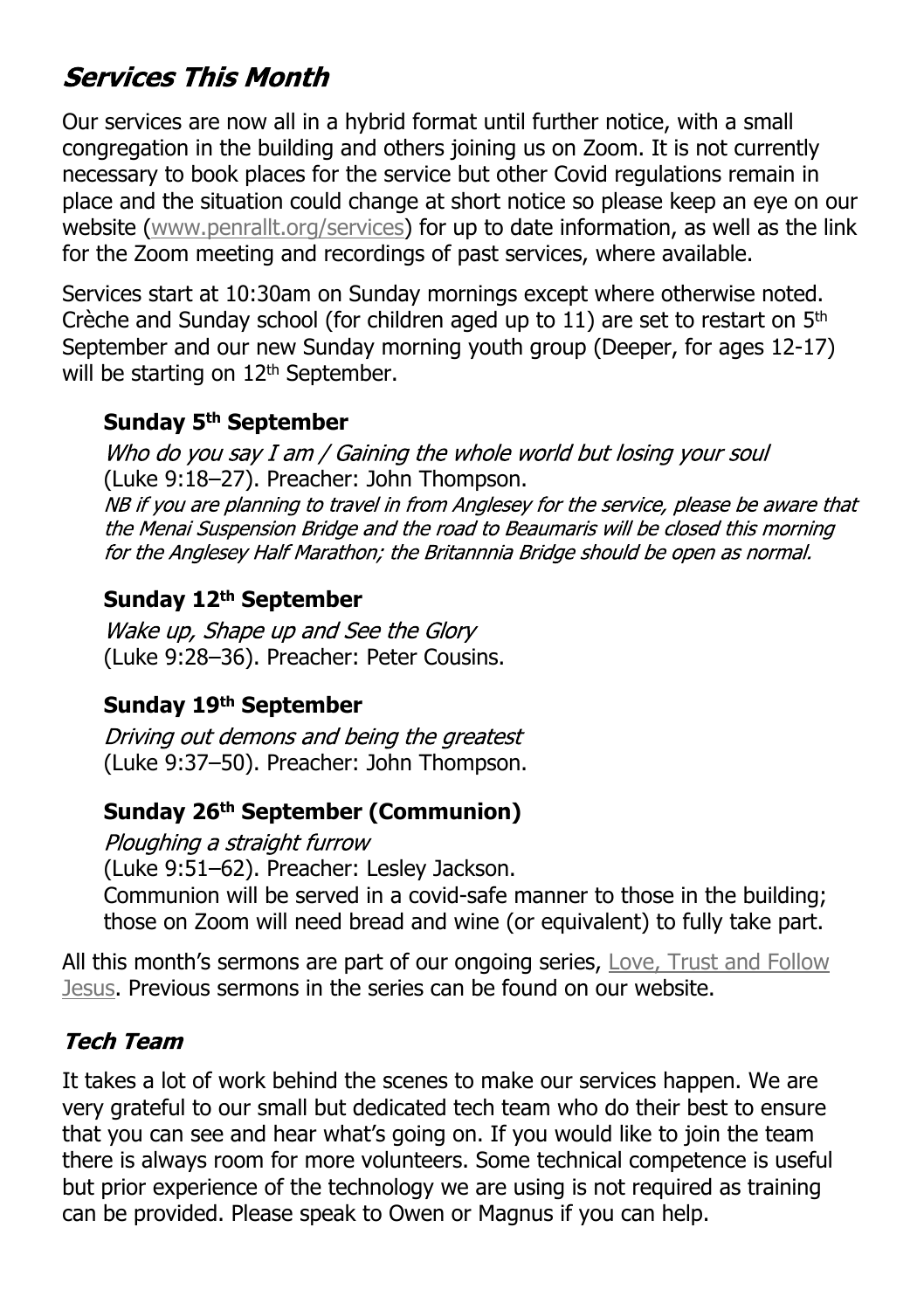## *Services This Month*

Our services are now all in a hybrid format until further notice, with a small congregation in the building and others joining us on Zoom. It is not currently necessary to book places for the service but other Covid regulations remain in place and the situation could change at short notice so please keep an eye on our website (www.penrallt.org/services) for up to date information, as well as the link for the Zoom meeting and recordings of past services, where available.

Services start at 10:30am on Sunday mornings except where otherwise noted. Crèche and Sunday school (for children aged up to 11) are set to restart on 5th September and our new Sunday morning youth group (Deeper, for ages 12-17) will be starting on 12th September.

### Sunday 5th September

*Who do you say I am / Gaining the whole world but losing your soul*
(Luke 9:18–27). Preacher: John Thompson.
*NB if you are planning to travel in from Anglesey for the service, please be aware that the Menai Suspension Bridge and the road to Beaumaris will be closed this morning for the Anglesey Half Marathon; the Britannnia Bridge should be open as normal.*

### Sunday 12th September

*Wake up, Shape up and See the Glory*
(Luke 9:28–36). Preacher: Peter Cousins.

### Sunday 19th September

*Driving out demons and being the greatest*
(Luke 9:37–50). Preacher: John Thompson.

### Sunday 26th September (Communion)

*Ploughing a straight furrow*
(Luke 9:51–62). Preacher: Lesley Jackson.
Communion will be served in a covid-safe manner to those in the building; those on Zoom will need bread and wine (or equivalent) to fully take part.

All this month's sermons are part of our ongoing series, Love, Trust and Follow Jesus. Previous sermons in the series can be found on our website.

## *Tech Team*

It takes a lot of work behind the scenes to make our services happen. We are very grateful to our small but dedicated tech team who do their best to ensure that you can see and hear what's going on. If you would like to join the team there is always room for more volunteers. Some technical competence is useful but prior experience of the technology we are using is not required as training can be provided. Please speak to Owen or Magnus if you can help.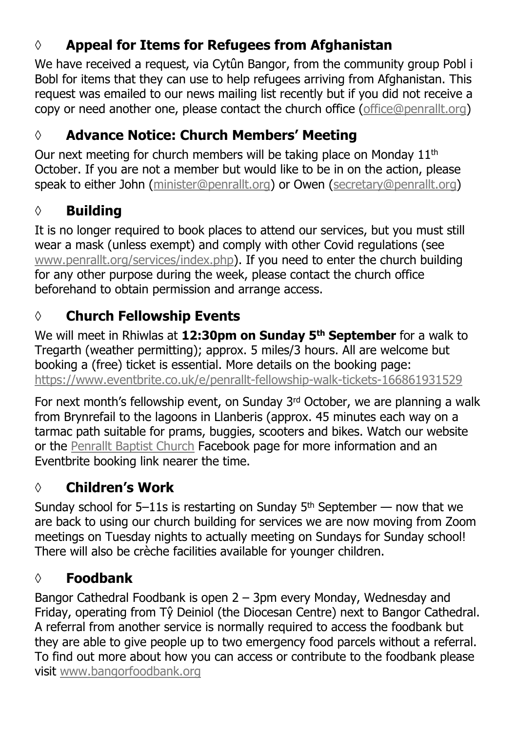## ◊ Appeal for Items for Refugees from Afghanistan

We have received a request, via Cytûn Bangor, from the community group Pobl i Bobl for items that they can use to help refugees arriving from Afghanistan. This request was emailed to our news mailing list recently but if you did not receive a copy or need another one, please contact the church office (office@penrallt.org)

## ◊ Advance Notice: Church Members' Meeting

Our next meeting for church members will be taking place on Monday 11th October. If you are not a member but would like to be in on the action, please speak to either John (minister@penrallt.org) or Owen (secretary@penrallt.org)

## ◊ Building

It is no longer required to book places to attend our services, but you must still wear a mask (unless exempt) and comply with other Covid regulations (see www.penrallt.org/services/index.php). If you need to enter the church building for any other purpose during the week, please contact the church office beforehand to obtain permission and arrange access.

## ◊ Church Fellowship Events

We will meet in Rhiwlas at **12:30pm on Sunday 5th September** for a walk to Tregarth (weather permitting); approx. 5 miles/3 hours. All are welcome but booking a (free) ticket is essential. More details on the booking page: https://www.eventbrite.co.uk/e/penrallt-fellowship-walk-tickets-166861931529

For next month's fellowship event, on Sunday 3rd October, we are planning a walk from Brynrefail to the lagoons in Llanberis (approx. 45 minutes each way on a tarmac path suitable for prams, buggies, scooters and bikes. Watch our website or the Penrallt Baptist Church Facebook page for more information and an Eventbrite booking link nearer the time.

## ◊ Children's Work

Sunday school for 5–11s is restarting on Sunday 5th September — now that we are back to using our church building for services we are now moving from Zoom meetings on Tuesday nights to actually meeting on Sundays for Sunday school! There will also be crèche facilities available for younger children.

## ◊ Foodbank

Bangor Cathedral Foodbank is open 2 – 3pm every Monday, Wednesday and Friday, operating from Tŷ Deiniol (the Diocesan Centre) next to Bangor Cathedral. A referral from another service is normally required to access the foodbank but they are able to give people up to two emergency food parcels without a referral. To find out more about how you can access or contribute to the foodbank please visit www.bangorfoodbank.org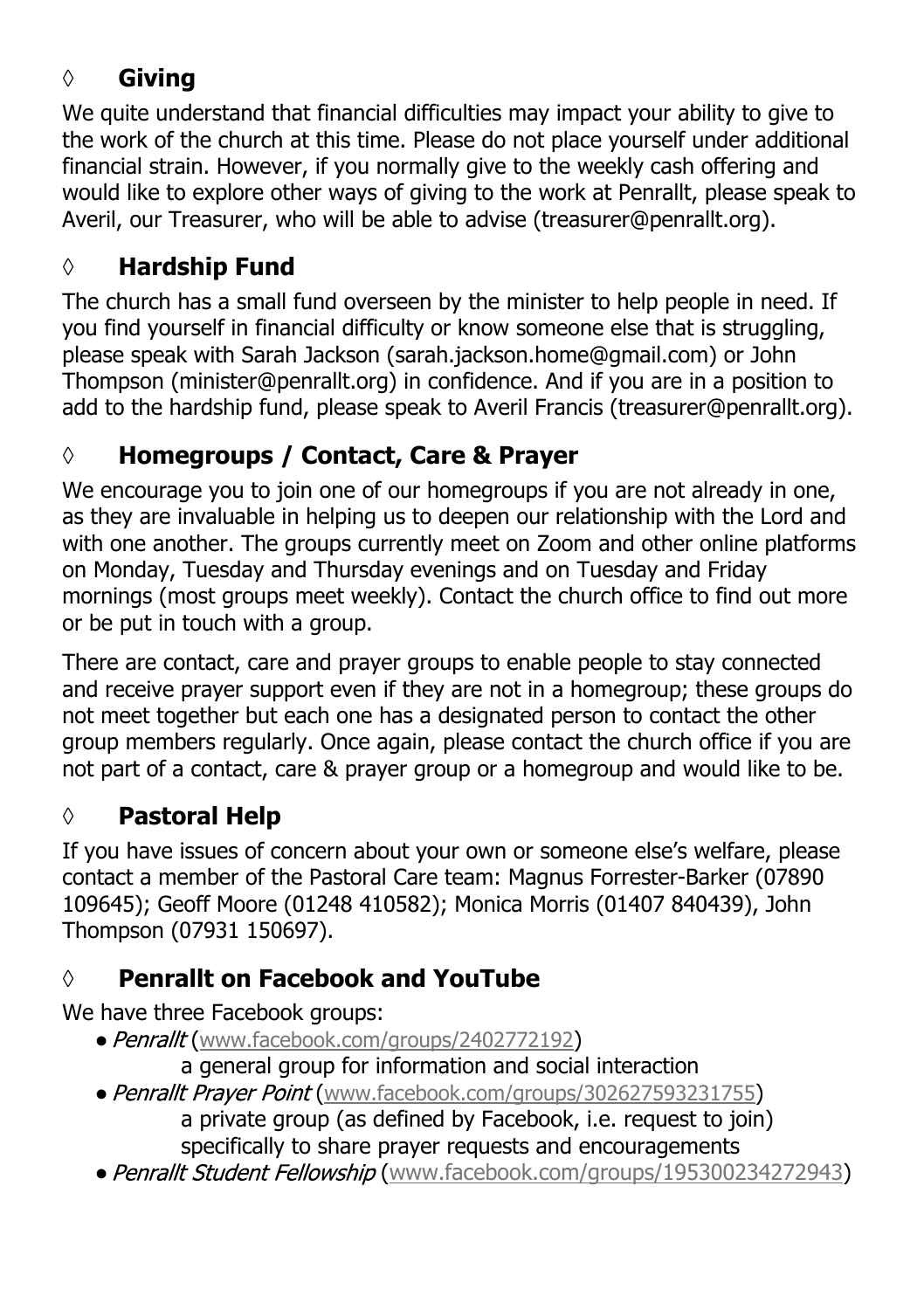## ◊ **Giving**

We quite understand that financial difficulties may impact your ability to give to the work of the church at this time. Please do not place yourself under additional financial strain. However, if you normally give to the weekly cash offering and would like to explore other ways of giving to the work at Penrallt, please speak to Averil, our Treasurer, who will be able to advise (treasurer@penrallt.org).

## ◊ **Hardship Fund**

The church has a small fund overseen by the minister to help people in need. If you find yourself in financial difficulty or know someone else that is struggling, please speak with Sarah Jackson (sarah.jackson.home@gmail.com) or John Thompson (minister@penrallt.org) in confidence. And if you are in a position to add to the hardship fund, please speak to Averil Francis (treasurer@penrallt.org).

## ◊ **Homegroups / Contact, Care & Prayer**

We encourage you to join one of our homegroups if you are not already in one, as they are invaluable in helping us to deepen our relationship with the Lord and with one another. The groups currently meet on Zoom and other online platforms on Monday, Tuesday and Thursday evenings and on Tuesday and Friday mornings (most groups meet weekly). Contact the church office to find out more or be put in touch with a group.

There are contact, care and prayer groups to enable people to stay connected and receive prayer support even if they are not in a homegroup; these groups do not meet together but each one has a designated person to contact the other group members regularly. Once again, please contact the church office if you are not part of a contact, care & prayer group or a homegroup and would like to be.

## ◊ **Pastoral Help**

If you have issues of concern about your own or someone else's welfare, please contact a member of the Pastoral Care team: Magnus Forrester-Barker (07890 109645); Geoff Moore (01248 410582); Monica Morris (01407 840439), John Thompson (07931 150697).

## ◊ **Penrallt on Facebook and YouTube**

We have three Facebook groups:

- *Penrallt* (www.facebook.com/groups/2402772192)
  a general group for information and social interaction
- *Penrallt Prayer Point* (www.facebook.com/groups/302627593231755)
  a private group (as defined by Facebook, i.e. request to join) specifically to share prayer requests and encouragements
- *Penrallt Student Fellowship* (www.facebook.com/groups/195300234272943)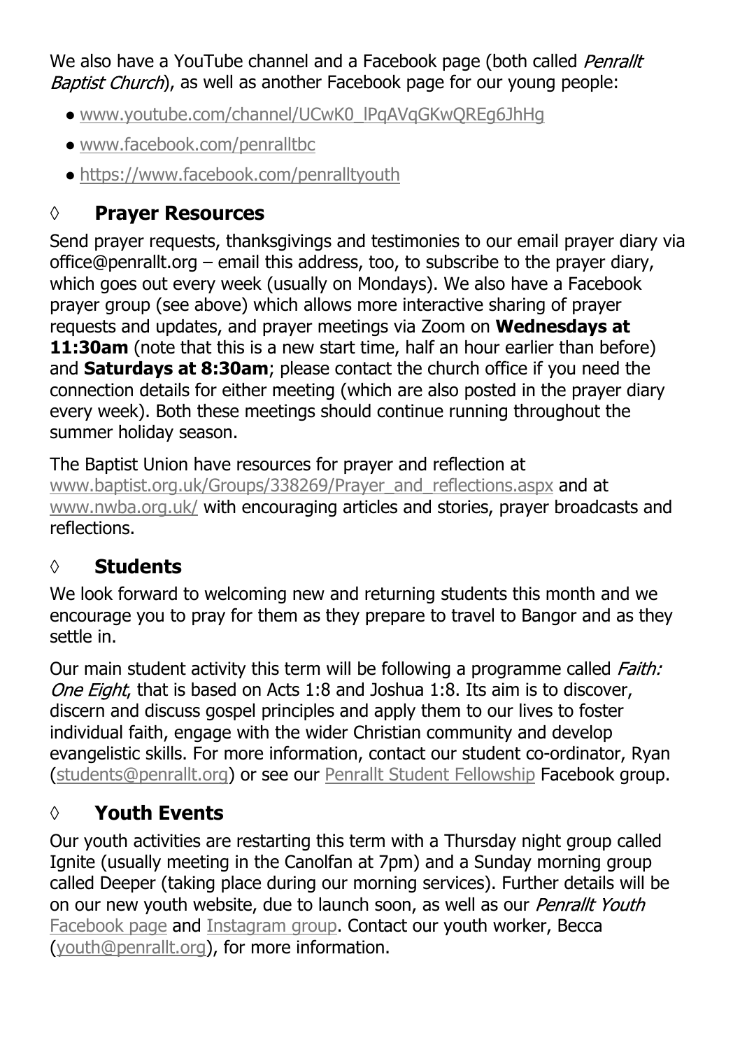We also have a YouTube channel and a Facebook page (both called *Penrallt Baptist Church*), as well as another Facebook page for our young people:

- www.youtube.com/channel/UCwK0_lPqAVqGKwQREg6JhHg
- www.facebook.com/penralltbc
- https://www.facebook.com/penralltyouth

## ◊ Prayer Resources

Send prayer requests, thanksgivings and testimonies to our email prayer diary via office@penrallt.org – email this address, too, to subscribe to the prayer diary, which goes out every week (usually on Mondays). We also have a Facebook prayer group (see above) which allows more interactive sharing of prayer requests and updates, and prayer meetings via Zoom on **Wednesdays at 11:30am** (note that this is a new start time, half an hour earlier than before) and **Saturdays at 8:30am**; please contact the church office if you need the connection details for either meeting (which are also posted in the prayer diary every week). Both these meetings should continue running throughout the summer holiday season.

The Baptist Union have resources for prayer and reflection at www.baptist.org.uk/Groups/338269/Prayer_and_reflections.aspx and at www.nwba.org.uk/ with encouraging articles and stories, prayer broadcasts and reflections.

## ◊ Students

We look forward to welcoming new and returning students this month and we encourage you to pray for them as they prepare to travel to Bangor and as they settle in.

Our main student activity this term will be following a programme called *Faith: One Eight*, that is based on Acts 1:8 and Joshua 1:8. Its aim is to discover, discern and discuss gospel principles and apply them to our lives to foster individual faith, engage with the wider Christian community and develop evangelistic skills. For more information, contact our student co-ordinator, Ryan (students@penrallt.org) or see our Penrallt Student Fellowship Facebook group.

## ◊ Youth Events

Our youth activities are restarting this term with a Thursday night group called Ignite (usually meeting in the Canolfan at 7pm) and a Sunday morning group called Deeper (taking place during our morning services). Further details will be on our new youth website, due to launch soon, as well as our *Penrallt Youth* Facebook page and Instagram group. Contact our youth worker, Becca (youth@penrallt.org), for more information.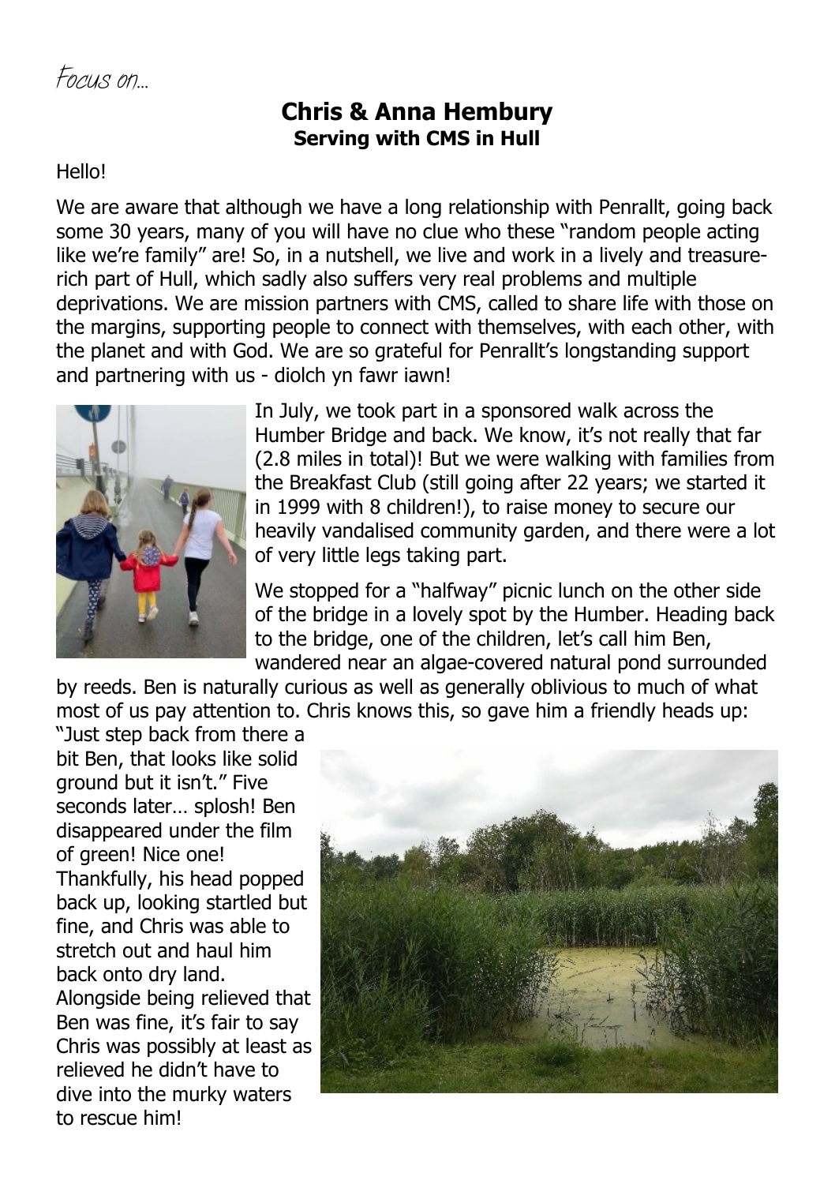*Focus on...*

# Chris & Anna Hembury

## Serving with CMS in Hull

Hello!

We are aware that although we have a long relationship with Penrallt, going back some 30 years, many of you will have no clue who these "random people acting like we're family" are! So, in a nutshell, we live and work in a lively and treasure-rich part of Hull, which sadly also suffers very real problems and multiple deprivations. We are mission partners with CMS, called to share life with those on the margins, supporting people to connect with themselves, with each other, with the planet and with God. We are so grateful for Penrallt's longstanding support and partnering with us - diolch yn fawr iawn!

In July, we took part in a sponsored walk across the Humber Bridge and back. We know, it's not really that far (2.8 miles in total)! But we were walking with families from the Breakfast Club (still going after 22 years; we started it in 1999 with 8 children!), to raise money to secure our heavily vandalised community garden, and there were a lot of very little legs taking part.

We stopped for a "halfway" picnic lunch on the other side of the bridge in a lovely spot by the Humber. Heading back to the bridge, one of the children, let's call him Ben, wandered near an algae-covered natural pond surrounded by reeds. Ben is naturally curious as well as generally oblivious to much of what most of us pay attention to. Chris knows this, so gave him a friendly heads up: "Just step back from there a bit Ben, that looks like solid ground but it isn't." Five seconds later… splosh! Ben disappeared under the film of green! Nice one! Thankfully, his head popped back up, looking startled but fine, and Chris was able to stretch out and haul him back onto dry land. Alongside being relieved that Ben was fine, it's fair to say Chris was possibly at least as relieved he didn't have to dive into the murky waters to rescue him!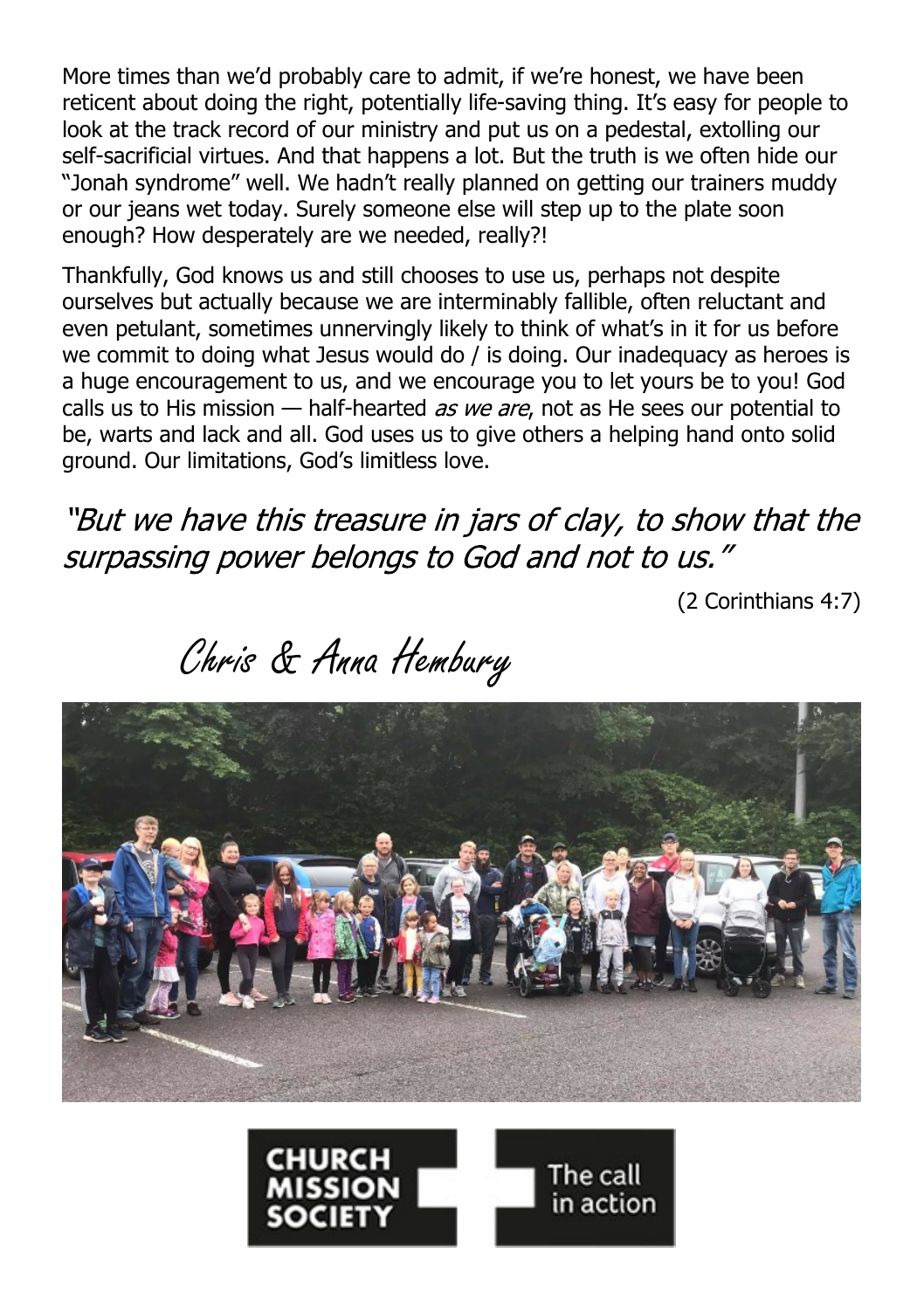More times than we'd probably care to admit, if we're honest, we have been reticent about doing the right, potentially life-saving thing. It's easy for people to look at the track record of our ministry and put us on a pedestal, extolling our self-sacrificial virtues. And that happens a lot. But the truth is we often hide our "Jonah syndrome" well. We hadn't really planned on getting our trainers muddy or our jeans wet today. Surely someone else will step up to the plate soon enough? How desperately are we needed, really?!

Thankfully, God knows us and still chooses to use us, perhaps not despite ourselves but actually because we are interminably fallible, often reluctant and even petulant, sometimes unnervingly likely to think of what's in it for us before we commit to doing what Jesus would do / is doing. Our inadequacy as heroes is a huge encouragement to us, and we encourage you to let yours be to you! God calls us to His mission — half-hearted *as we are*, not as He sees our potential to be, warts and lack and all. God uses us to give others a helping hand onto solid ground. Our limitations, God's limitless love.

*"But we have this treasure in jars of clay, to show that the surpassing power belongs to God and not to us."*

(2 Corinthians 4:7)

Chris & Anna Hembury

CHURCH MISSION SOCIETY

The call in action